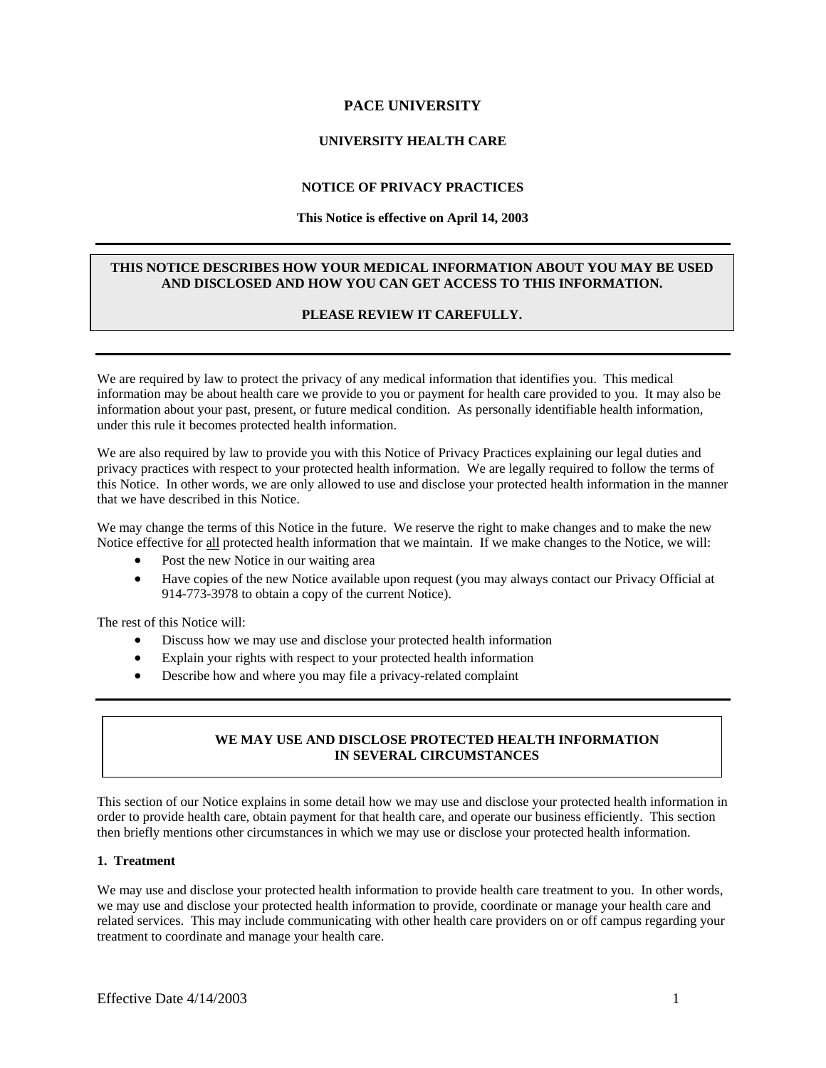# PACE UNIVERSITY

## UNIVERSITY HEALTH CARE

## NOTICE OF PRIVACY PRACTICES

**This Notice is effective on April 14, 2003**

---

**THIS NOTICE DESCRIBES HOW YOUR MEDICAL INFORMATION ABOUT YOU MAY BE USED AND DISCLOSED AND HOW YOU CAN GET ACCESS TO THIS INFORMATION.**

**PLEASE REVIEW IT CAREFULLY.**

---

We are required by law to protect the privacy of any medical information that identifies you. This medical information may be about health care we provide to you or payment for health care provided to you. It may also be information about your past, present, or future medical condition. As personally identifiable health information, under this rule it becomes protected health information.

We are also required by law to provide you with this Notice of Privacy Practices explaining our legal duties and privacy practices with respect to your protected health information. We are legally required to follow the terms of this Notice. In other words, we are only allowed to use and disclose your protected health information in the manner that we have described in this Notice.

We may change the terms of this Notice in the future. We reserve the right to make changes and to make the new Notice effective for <u>all</u> protected health information that we maintain. If we make changes to the Notice, we will:

- Post the new Notice in our waiting area
- Have copies of the new Notice available upon request (you may always contact our Privacy Official at 914-773-3978 to obtain a copy of the current Notice).

The rest of this Notice will:

- Discuss how we may use and disclose your protected health information
- Explain your rights with respect to your protected health information
- Describe how and where you may file a privacy-related complaint

---

## WE MAY USE AND DISCLOSE PROTECTED HEALTH INFORMATION IN SEVERAL CIRCUMSTANCES

This section of our Notice explains in some detail how we may use and disclose your protected health information in order to provide health care, obtain payment for that health care, and operate our business efficiently. This section then briefly mentions other circumstances in which we may use or disclose your protected health information.

### 1. Treatment

We may use and disclose your protected health information to provide health care treatment to you. In other words, we may use and disclose your protected health information to provide, coordinate or manage your health care and related services. This may include communicating with other health care providers on or off campus regarding your treatment to coordinate and manage your health care.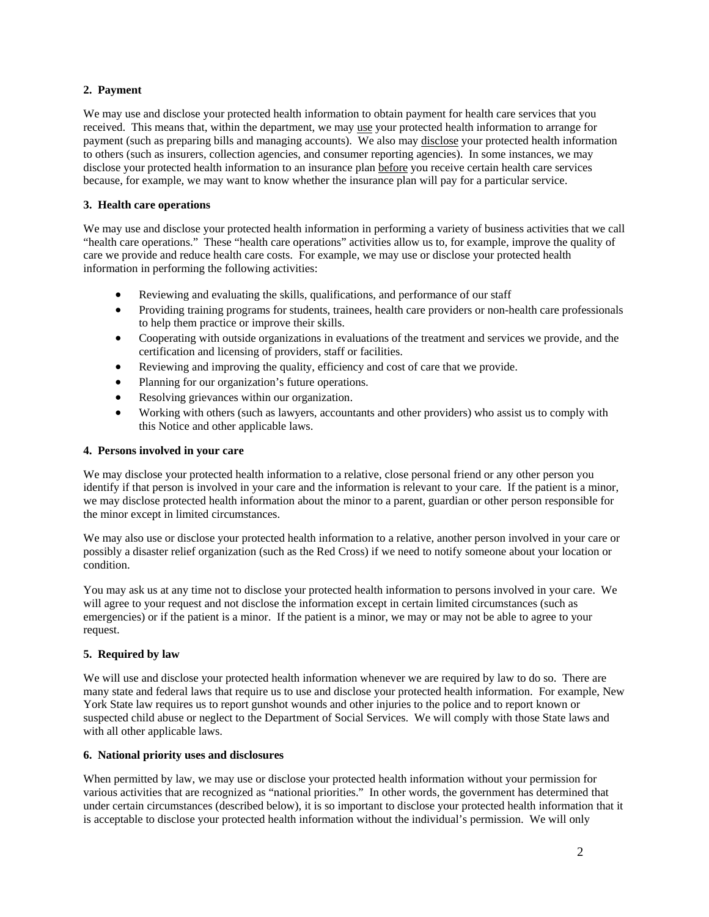**2. Payment**

We may use and disclose your protected health information to obtain payment for health care services that you received. This means that, within the department, we may use your protected health information to arrange for payment (such as preparing bills and managing accounts). We also may disclose your protected health information to others (such as insurers, collection agencies, and consumer reporting agencies). In some instances, we may disclose your protected health information to an insurance plan before you receive certain health care services because, for example, we may want to know whether the insurance plan will pay for a particular service.

**3. Health care operations**

We may use and disclose your protected health information in performing a variety of business activities that we call "health care operations." These "health care operations" activities allow us to, for example, improve the quality of care we provide and reduce health care costs. For example, we may use or disclose your protected health information in performing the following activities:

- Reviewing and evaluating the skills, qualifications, and performance of our staff
- Providing training programs for students, trainees, health care providers or non-health care professionals to help them practice or improve their skills.
- Cooperating with outside organizations in evaluations of the treatment and services we provide, and the certification and licensing of providers, staff or facilities.
- Reviewing and improving the quality, efficiency and cost of care that we provide.
- Planning for our organization's future operations.
- Resolving grievances within our organization.
- Working with others (such as lawyers, accountants and other providers) who assist us to comply with this Notice and other applicable laws.

**4. Persons involved in your care**

We may disclose your protected health information to a relative, close personal friend or any other person you identify if that person is involved in your care and the information is relevant to your care. If the patient is a minor, we may disclose protected health information about the minor to a parent, guardian or other person responsible for the minor except in limited circumstances.

We may also use or disclose your protected health information to a relative, another person involved in your care or possibly a disaster relief organization (such as the Red Cross) if we need to notify someone about your location or condition.

You may ask us at any time not to disclose your protected health information to persons involved in your care. We will agree to your request and not disclose the information except in certain limited circumstances (such as emergencies) or if the patient is a minor. If the patient is a minor, we may or may not be able to agree to your request.

**5. Required by law**

We will use and disclose your protected health information whenever we are required by law to do so. There are many state and federal laws that require us to use and disclose your protected health information. For example, New York State law requires us to report gunshot wounds and other injuries to the police and to report known or suspected child abuse or neglect to the Department of Social Services. We will comply with those State laws and with all other applicable laws.

**6. National priority uses and disclosures**

When permitted by law, we may use or disclose your protected health information without your permission for various activities that are recognized as "national priorities." In other words, the government has determined that under certain circumstances (described below), it is so important to disclose your protected health information that it is acceptable to disclose your protected health information without the individual's permission. We will only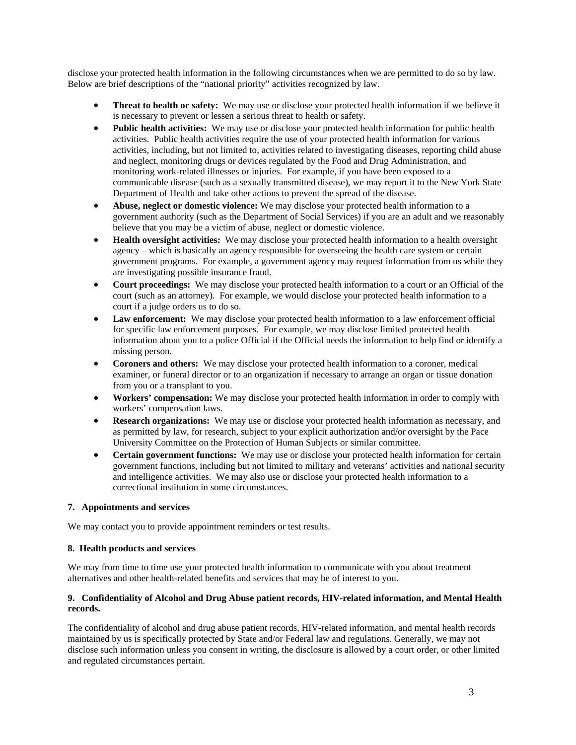disclose your protected health information in the following circumstances when we are permitted to do so by law. Below are brief descriptions of the "national priority" activities recognized by law.

- **Threat to health or safety:** We may use or disclose your protected health information if we believe it is necessary to prevent or lessen a serious threat to health or safety.
- **Public health activities:** We may use or disclose your protected health information for public health activities. Public health activities require the use of your protected health information for various activities, including, but not limited to, activities related to investigating diseases, reporting child abuse and neglect, monitoring drugs or devices regulated by the Food and Drug Administration, and monitoring work-related illnesses or injuries. For example, if you have been exposed to a communicable disease (such as a sexually transmitted disease), we may report it to the New York State Department of Health and take other actions to prevent the spread of the disease.
- **Abuse, neglect or domestic violence:** We may disclose your protected health information to a government authority (such as the Department of Social Services) if you are an adult and we reasonably believe that you may be a victim of abuse, neglect or domestic violence.
- **Health oversight activities:** We may disclose your protected health information to a health oversight agency – which is basically an agency responsible for overseeing the health care system or certain government programs. For example, a government agency may request information from us while they are investigating possible insurance fraud.
- **Court proceedings:** We may disclose your protected health information to a court or an Official of the court (such as an attorney). For example, we would disclose your protected health information to a court if a judge orders us to do so.
- **Law enforcement:** We may disclose your protected health information to a law enforcement official for specific law enforcement purposes. For example, we may disclose limited protected health information about you to a police Official if the Official needs the information to help find or identify a missing person.
- **Coroners and others:** We may disclose your protected health information to a coroner, medical examiner, or funeral director or to an organization if necessary to arrange an organ or tissue donation from you or a transplant to you.
- **Workers' compensation:** We may disclose your protected health information in order to comply with workers' compensation laws.
- **Research organizations:** We may use or disclose your protected health information as necessary, and as permitted by law, for research, subject to your explicit authorization and/or oversight by the Pace University Committee on the Protection of Human Subjects or similar committee.
- **Certain government functions:** We may use or disclose your protected health information for certain government functions, including but not limited to military and veterans' activities and national security and intelligence activities. We may also use or disclose your protected health information to a correctional institution in some circumstances.

**7. Appointments and services**

We may contact you to provide appointment reminders or test results.

**8. Health products and services**

We may from time to time use your protected health information to communicate with you about treatment alternatives and other health-related benefits and services that may be of interest to you.

**9. Confidentiality of Alcohol and Drug Abuse patient records, HIV-related information, and Mental Health records.**

The confidentiality of alcohol and drug abuse patient records, HIV-related information, and mental health records maintained by us is specifically protected by State and/or Federal law and regulations. Generally, we may not disclose such information unless you consent in writing, the disclosure is allowed by a court order, or other limited and regulated circumstances pertain.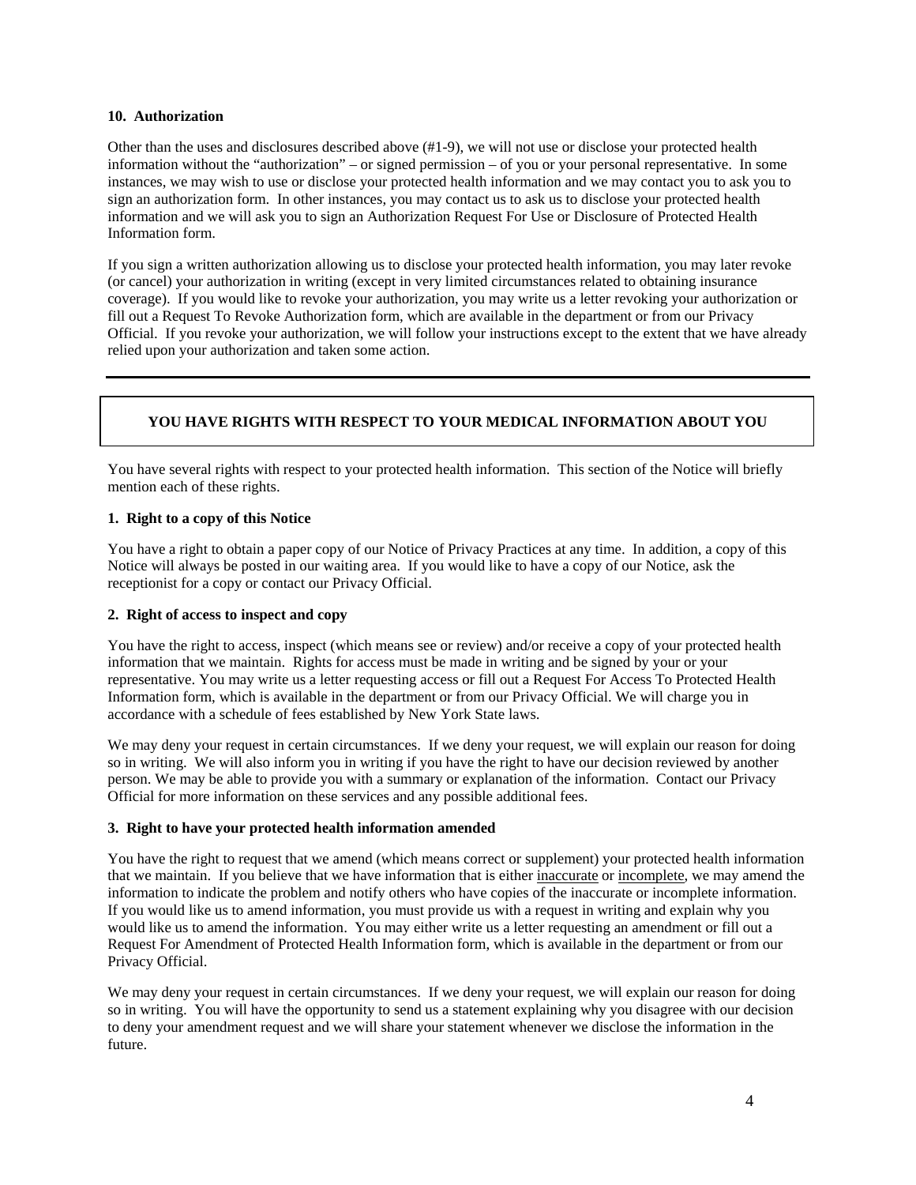**10. Authorization**

Other than the uses and disclosures described above (#1-9), we will not use or disclose your protected health information without the "authorization" – or signed permission – of you or your personal representative. In some instances, we may wish to use or disclose your protected health information and we may contact you to ask you to sign an authorization form. In other instances, you may contact us to ask us to disclose your protected health information and we will ask you to sign an Authorization Request For Use or Disclosure of Protected Health Information form.

If you sign a written authorization allowing us to disclose your protected health information, you may later revoke (or cancel) your authorization in writing (except in very limited circumstances related to obtaining insurance coverage). If you would like to revoke your authorization, you may write us a letter revoking your authorization or fill out a Request To Revoke Authorization form, which are available in the department or from our Privacy Official. If you revoke your authorization, we will follow your instructions except to the extent that we have already relied upon your authorization and taken some action.

---

## YOU HAVE RIGHTS WITH RESPECT TO YOUR MEDICAL INFORMATION ABOUT YOU

You have several rights with respect to your protected health information. This section of the Notice will briefly mention each of these rights.

**1. Right to a copy of this Notice**

You have a right to obtain a paper copy of our Notice of Privacy Practices at any time. In addition, a copy of this Notice will always be posted in our waiting area. If you would like to have a copy of our Notice, ask the receptionist for a copy or contact our Privacy Official.

**2. Right of access to inspect and copy**

You have the right to access, inspect (which means see or review) and/or receive a copy of your protected health information that we maintain. Rights for access must be made in writing and be signed by your or your representative. You may write us a letter requesting access or fill out a Request For Access To Protected Health Information form, which is available in the department or from our Privacy Official. We will charge you in accordance with a schedule of fees established by New York State laws.

We may deny your request in certain circumstances. If we deny your request, we will explain our reason for doing so in writing. We will also inform you in writing if you have the right to have our decision reviewed by another person. We may be able to provide you with a summary or explanation of the information. Contact our Privacy Official for more information on these services and any possible additional fees.

**3. Right to have your protected health information amended**

You have the right to request that we amend (which means correct or supplement) your protected health information that we maintain. If you believe that we have information that is either inaccurate or incomplete, we may amend the information to indicate the problem and notify others who have copies of the inaccurate or incomplete information. If you would like us to amend information, you must provide us with a request in writing and explain why you would like us to amend the information. You may either write us a letter requesting an amendment or fill out a Request For Amendment of Protected Health Information form, which is available in the department or from our Privacy Official.

We may deny your request in certain circumstances. If we deny your request, we will explain our reason for doing so in writing. You will have the opportunity to send us a statement explaining why you disagree with our decision to deny your amendment request and we will share your statement whenever we disclose the information in the future.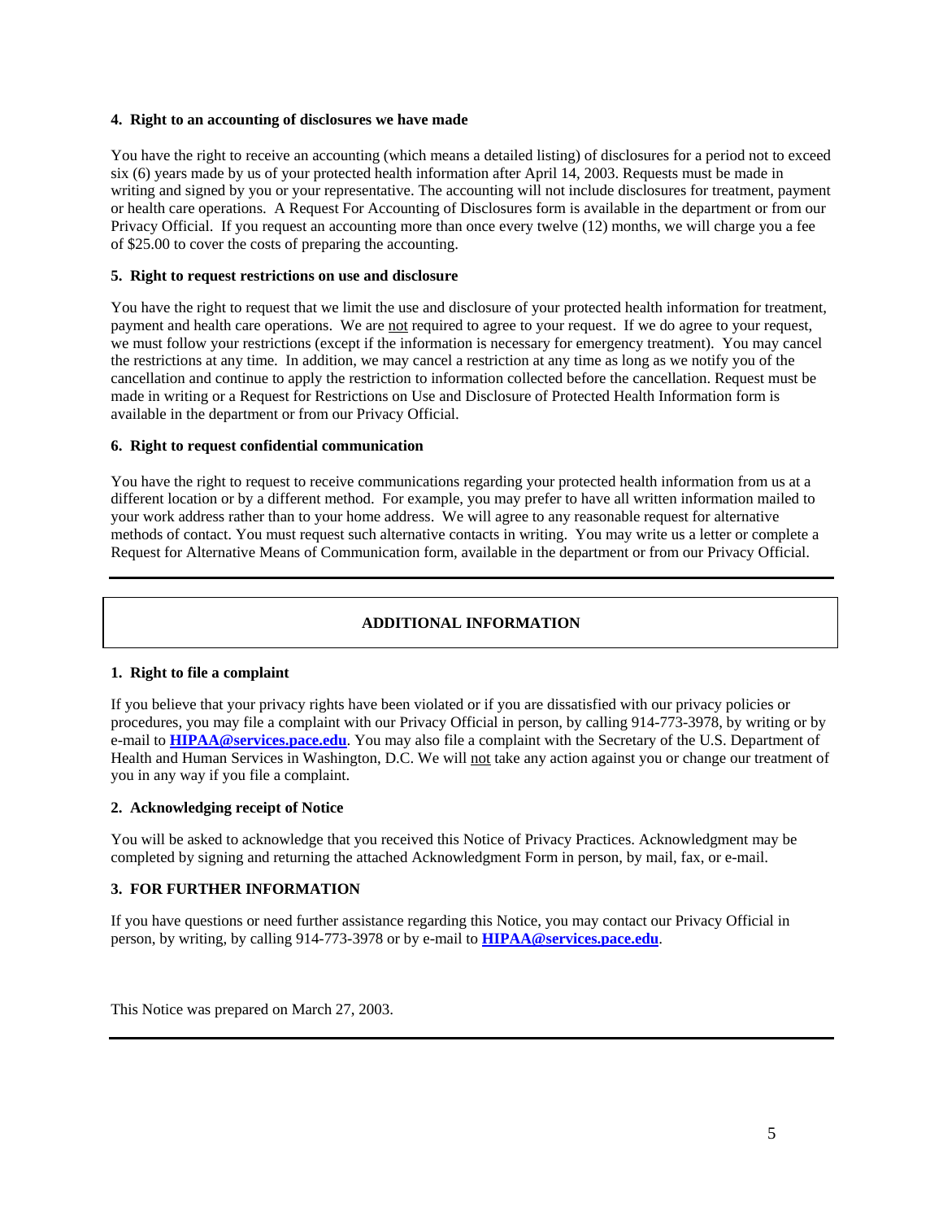**4. Right to an accounting of disclosures we have made**

You have the right to receive an accounting (which means a detailed listing) of disclosures for a period not to exceed six (6) years made by us of your protected health information after April 14, 2003. Requests must be made in writing and signed by you or your representative. The accounting will not include disclosures for treatment, payment or health care operations. A Request For Accounting of Disclosures form is available in the department or from our Privacy Official. If you request an accounting more than once every twelve (12) months, we will charge you a fee of $25.00 to cover the costs of preparing the accounting.

**5. Right to request restrictions on use and disclosure**

You have the right to request that we limit the use and disclosure of your protected health information for treatment, payment and health care operations. We are not required to agree to your request. If we do agree to your request, we must follow your restrictions (except if the information is necessary for emergency treatment). You may cancel the restrictions at any time. In addition, we may cancel a restriction at any time as long as we notify you of the cancellation and continue to apply the restriction to information collected before the cancellation. Request must be made in writing or a Request for Restrictions on Use and Disclosure of Protected Health Information form is available in the department or from our Privacy Official.

**6. Right to request confidential communication**

You have the right to request to receive communications regarding your protected health information from us at a different location or by a different method. For example, you may prefer to have all written information mailed to your work address rather than to your home address. We will agree to any reasonable request for alternative methods of contact. You must request such alternative contacts in writing. You may write us a letter or complete a Request for Alternative Means of Communication form, available in the department or from our Privacy Official.

---

## ADDITIONAL INFORMATION

**1. Right to file a complaint**

If you believe that your privacy rights have been violated or if you are dissatisfied with our privacy policies or procedures, you may file a complaint with our Privacy Official in person, by calling 914-773-3978, by writing or by e-mail to **HIPAA@services.pace.edu**. You may also file a complaint with the Secretary of the U.S. Department of Health and Human Services in Washington, D.C. We will not take any action against you or change our treatment of you in any way if you file a complaint.

**2. Acknowledging receipt of Notice**

You will be asked to acknowledge that you received this Notice of Privacy Practices. Acknowledgment may be completed by signing and returning the attached Acknowledgment Form in person, by mail, fax, or e-mail.

**3. FOR FURTHER INFORMATION**

If you have questions or need further assistance regarding this Notice, you may contact our Privacy Official in person, by writing, by calling 914-773-3978 or by e-mail to **HIPAA@services.pace.edu**.

This Notice was prepared on March 27, 2003.

---